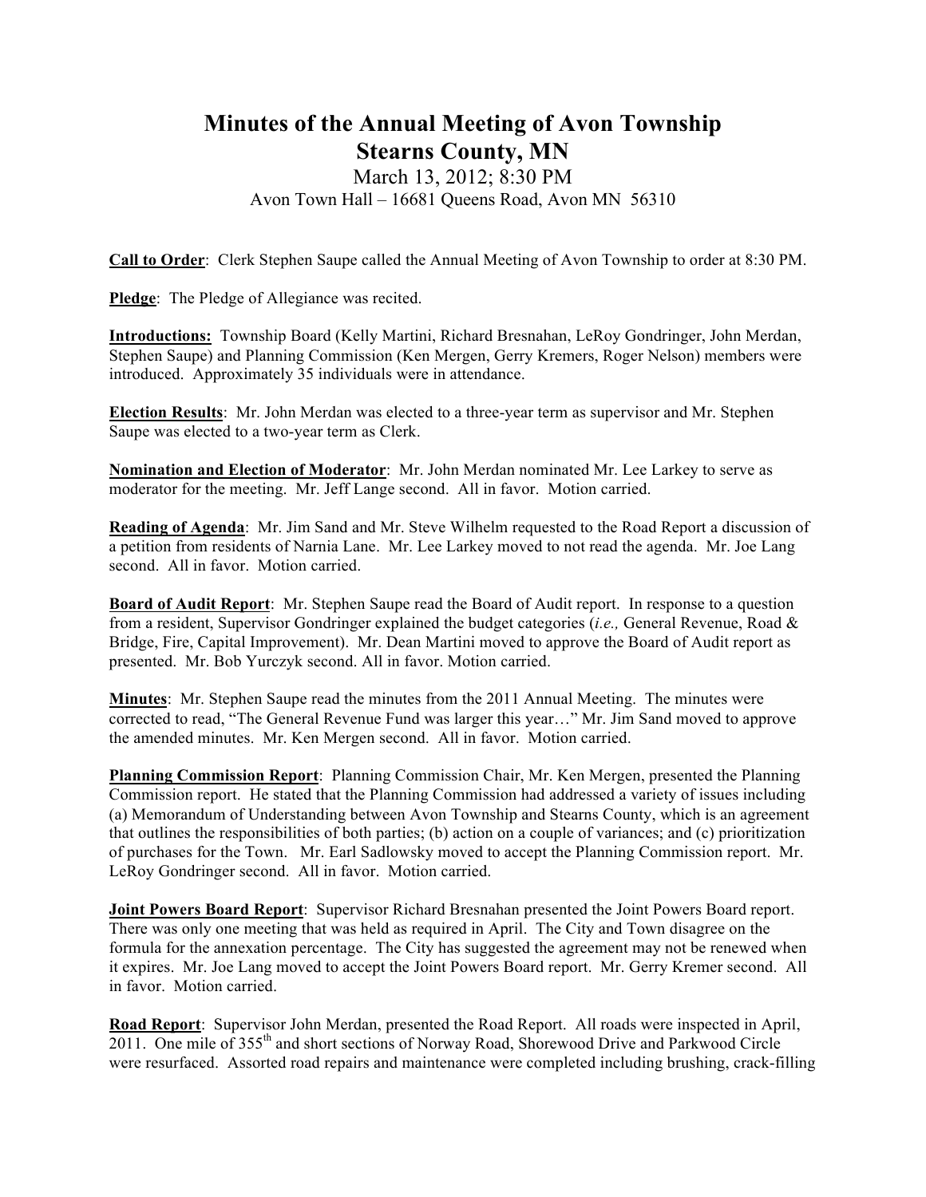# Minutes of the Annual Meeting of Avon Township
# Stearns County, MN

March 13, 2012; 8:30 PM

Avon Town Hall – 16681 Queens Road, Avon MN 56310

**Call to Order**: Clerk Stephen Saupe called the Annual Meeting of Avon Township to order at 8:30 PM.

**Pledge**: The Pledge of Allegiance was recited.

**Introductions:** Township Board (Kelly Martini, Richard Bresnahan, LeRoy Gondringer, John Merdan, Stephen Saupe) and Planning Commission (Ken Mergen, Gerry Kremers, Roger Nelson) members were introduced. Approximately 35 individuals were in attendance.

**Election Results**: Mr. John Merdan was elected to a three-year term as supervisor and Mr. Stephen Saupe was elected to a two-year term as Clerk.

**Nomination and Election of Moderator**: Mr. John Merdan nominated Mr. Lee Larkey to serve as moderator for the meeting. Mr. Jeff Lange second. All in favor. Motion carried.

**Reading of Agenda**: Mr. Jim Sand and Mr. Steve Wilhelm requested to the Road Report a discussion of a petition from residents of Narnia Lane. Mr. Lee Larkey moved to not read the agenda. Mr. Joe Lang second. All in favor. Motion carried.

**Board of Audit Report**: Mr. Stephen Saupe read the Board of Audit report. In response to a question from a resident, Supervisor Gondringer explained the budget categories (*i.e.,* General Revenue, Road & Bridge, Fire, Capital Improvement). Mr. Dean Martini moved to approve the Board of Audit report as presented. Mr. Bob Yurczyk second. All in favor. Motion carried.

**Minutes**: Mr. Stephen Saupe read the minutes from the 2011 Annual Meeting. The minutes were corrected to read, "The General Revenue Fund was larger this year…" Mr. Jim Sand moved to approve the amended minutes. Mr. Ken Mergen second. All in favor. Motion carried.

**Planning Commission Report**: Planning Commission Chair, Mr. Ken Mergen, presented the Planning Commission report. He stated that the Planning Commission had addressed a variety of issues including (a) Memorandum of Understanding between Avon Township and Stearns County, which is an agreement that outlines the responsibilities of both parties; (b) action on a couple of variances; and (c) prioritization of purchases for the Town. Mr. Earl Sadlowsky moved to accept the Planning Commission report. Mr. LeRoy Gondringer second. All in favor. Motion carried.

**Joint Powers Board Report**: Supervisor Richard Bresnahan presented the Joint Powers Board report. There was only one meeting that was held as required in April. The City and Town disagree on the formula for the annexation percentage. The City has suggested the agreement may not be renewed when it expires. Mr. Joe Lang moved to accept the Joint Powers Board report. Mr. Gerry Kremer second. All in favor. Motion carried.

**Road Report**: Supervisor John Merdan, presented the Road Report. All roads were inspected in April, 2011. One mile of 355th and short sections of Norway Road, Shorewood Drive and Parkwood Circle were resurfaced. Assorted road repairs and maintenance were completed including brushing, crack-filling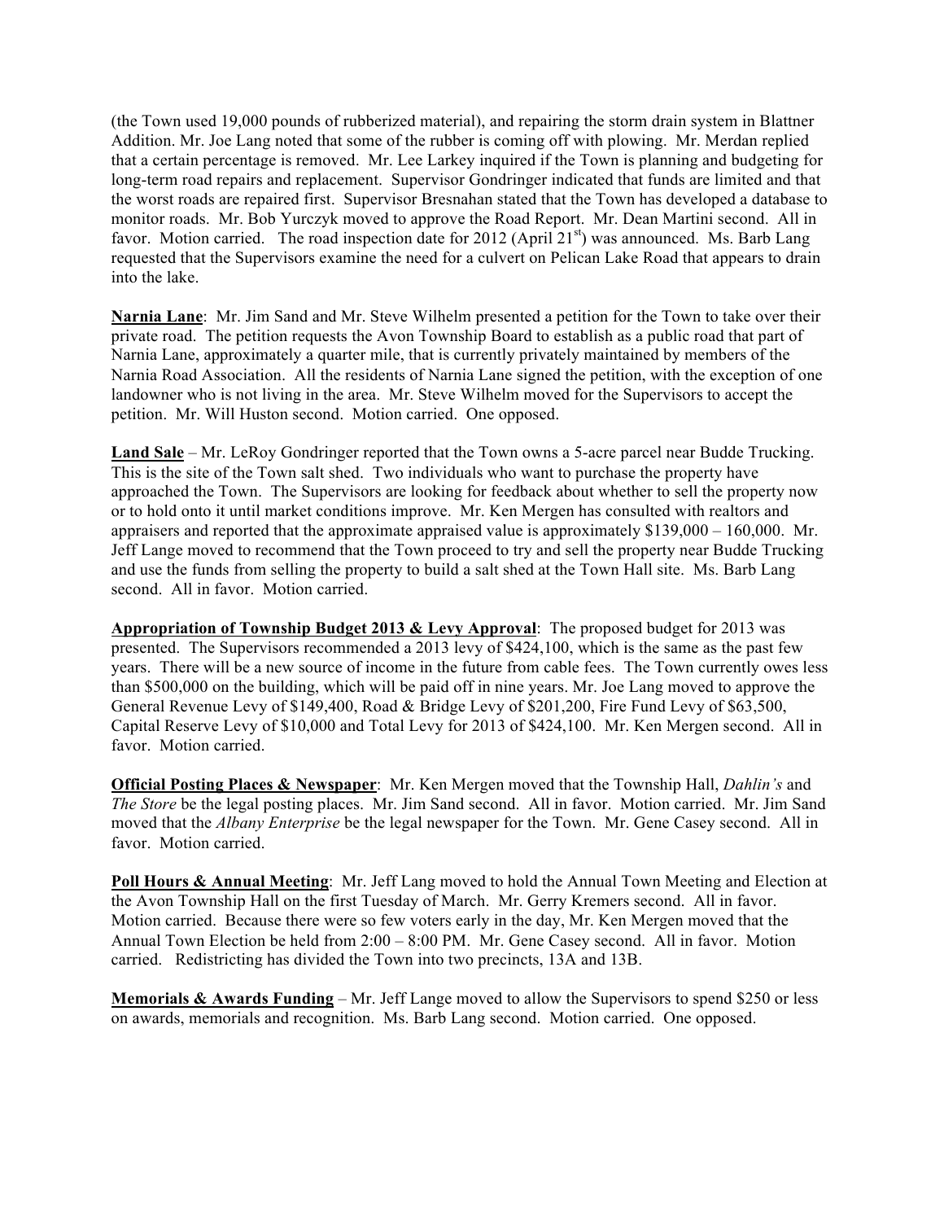(the Town used 19,000 pounds of rubberized material), and repairing the storm drain system in Blattner Addition. Mr. Joe Lang noted that some of the rubber is coming off with plowing. Mr. Merdan replied that a certain percentage is removed. Mr. Lee Larkey inquired if the Town is planning and budgeting for long-term road repairs and replacement. Supervisor Gondringer indicated that funds are limited and that the worst roads are repaired first. Supervisor Bresnahan stated that the Town has developed a database to monitor roads. Mr. Bob Yurczyk moved to approve the Road Report. Mr. Dean Martini second. All in favor. Motion carried. The road inspection date for 2012 (April 21st) was announced. Ms. Barb Lang requested that the Supervisors examine the need for a culvert on Pelican Lake Road that appears to drain into the lake.

**Narnia Lane**: Mr. Jim Sand and Mr. Steve Wilhelm presented a petition for the Town to take over their private road. The petition requests the Avon Township Board to establish as a public road that part of Narnia Lane, approximately a quarter mile, that is currently privately maintained by members of the Narnia Road Association. All the residents of Narnia Lane signed the petition, with the exception of one landowner who is not living in the area. Mr. Steve Wilhelm moved for the Supervisors to accept the petition. Mr. Will Huston second. Motion carried. One opposed.

**Land Sale** – Mr. LeRoy Gondringer reported that the Town owns a 5-acre parcel near Budde Trucking. This is the site of the Town salt shed. Two individuals who want to purchase the property have approached the Town. The Supervisors are looking for feedback about whether to sell the property now or to hold onto it until market conditions improve. Mr. Ken Mergen has consulted with realtors and appraisers and reported that the approximate appraised value is approximately $139,000 – 160,000. Mr. Jeff Lange moved to recommend that the Town proceed to try and sell the property near Budde Trucking and use the funds from selling the property to build a salt shed at the Town Hall site. Ms. Barb Lang second. All in favor. Motion carried.

**Appropriation of Township Budget 2013 & Levy Approval**: The proposed budget for 2013 was presented. The Supervisors recommended a 2013 levy of $424,100, which is the same as the past few years. There will be a new source of income in the future from cable fees. The Town currently owes less than $500,000 on the building, which will be paid off in nine years. Mr. Joe Lang moved to approve the General Revenue Levy of $149,400, Road & Bridge Levy of $201,200, Fire Fund Levy of $63,500, Capital Reserve Levy of $10,000 and Total Levy for 2013 of $424,100. Mr. Ken Mergen second. All in favor. Motion carried.

**Official Posting Places & Newspaper**: Mr. Ken Mergen moved that the Township Hall, *Dahlin's* and *The Store* be the legal posting places. Mr. Jim Sand second. All in favor. Motion carried. Mr. Jim Sand moved that the *Albany Enterprise* be the legal newspaper for the Town. Mr. Gene Casey second. All in favor. Motion carried.

**Poll Hours & Annual Meeting**: Mr. Jeff Lang moved to hold the Annual Town Meeting and Election at the Avon Township Hall on the first Tuesday of March. Mr. Gerry Kremers second. All in favor. Motion carried. Because there were so few voters early in the day, Mr. Ken Mergen moved that the Annual Town Election be held from 2:00 – 8:00 PM. Mr. Gene Casey second. All in favor. Motion carried. Redistricting has divided the Town into two precincts, 13A and 13B.

**Memorials & Awards Funding** – Mr. Jeff Lange moved to allow the Supervisors to spend $250 or less on awards, memorials and recognition. Ms. Barb Lang second. Motion carried. One opposed.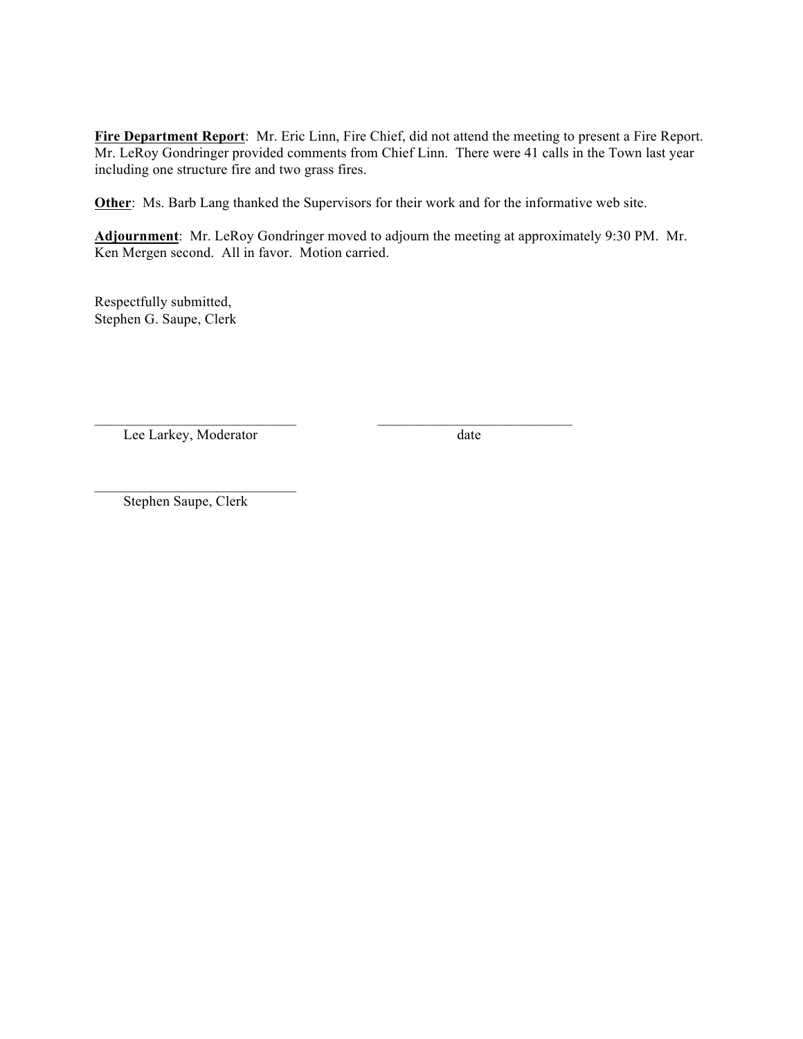**Fire Department Report**: Mr. Eric Linn, Fire Chief, did not attend the meeting to present a Fire Report. Mr. LeRoy Gondringer provided comments from Chief Linn. There were 41 calls in the Town last year including one structure fire and two grass fires.

**Other**: Ms. Barb Lang thanked the Supervisors for their work and for the informative web site.

**Adjournment**: Mr. LeRoy Gondringer moved to adjourn the meeting at approximately 9:30 PM. Mr. Ken Mergen second. All in favor. Motion carried.

Respectfully submitted,
Stephen G. Saupe, Clerk

\_\_\_\_\_\_\_\_\_\_\_\_\_\_\_\_\_\_\_\_\_\_\_\_\_\_\_\_ \_\_\_\_\_\_\_\_\_\_\_\_\_\_\_\_\_\_\_\_\_\_\_\_\_\_\_\_
Lee Larkey, Moderator date

\_\_\_\_\_\_\_\_\_\_\_\_\_\_\_\_\_\_\_\_\_\_\_\_\_\_\_\_
Stephen Saupe, Clerk